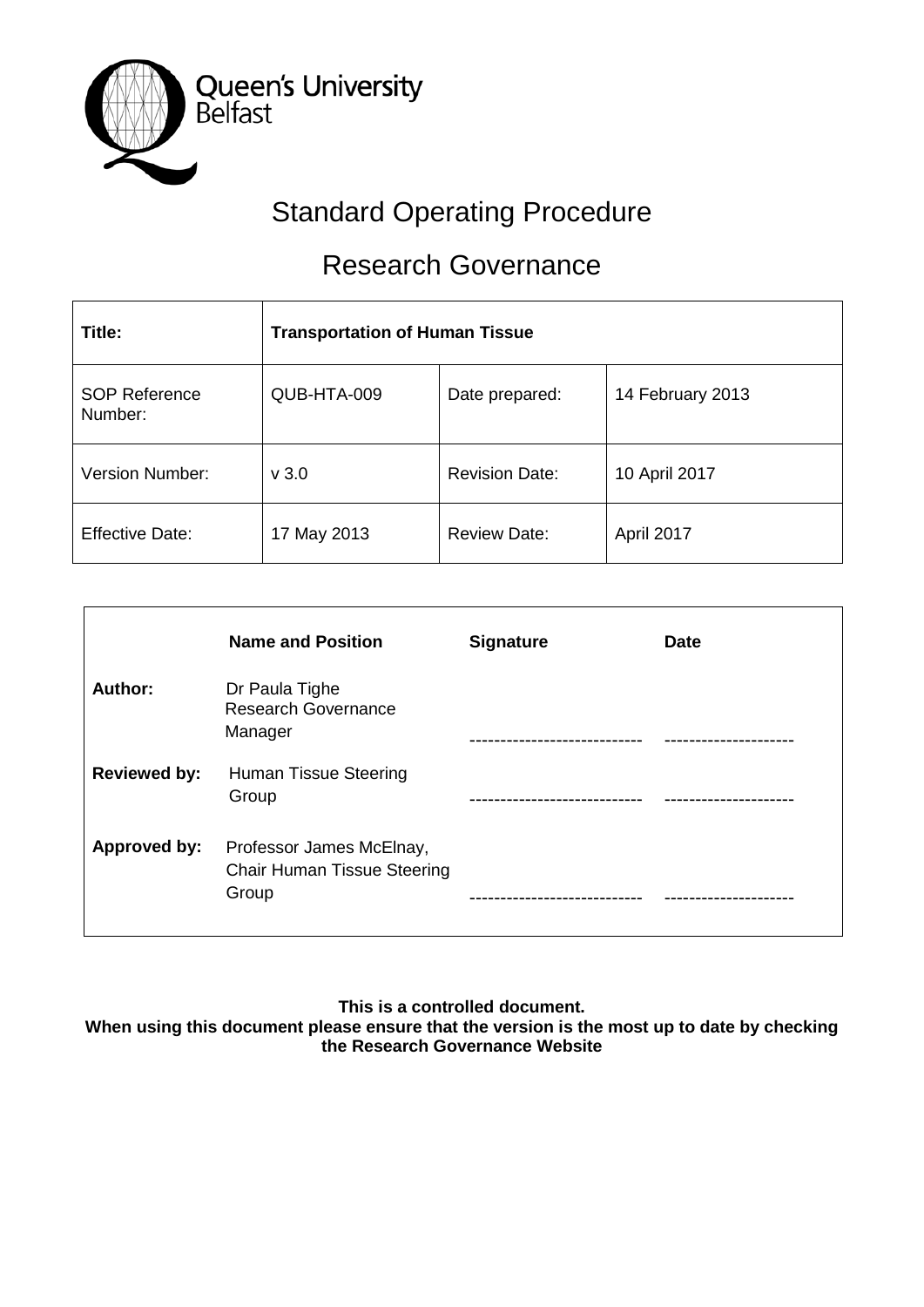Queen's University Belfast

# Standard Operating Procedure

# Research Governance

| **Title:** | **Transportation of Human Tissue** | | |
|---|---|---|---|
| SOP Reference Number: | QUB-HTA-009 | Date prepared: | 14 February 2013 |
| Version Number: | v 3.0 | Revision Date: | 10 April 2017 |
| Effective Date: | 17 May 2013 | Review Date: | April 2017 |

| | **Name and Position** | **Signature** | **Date** |
|---|---|---|---|
| **Author:** | Dr Paula Tighe Research Governance Manager | --------------------------- | -------------------- |
| **Reviewed by:** | Human Tissue Steering Group | --------------------------- | -------------------- |
| **Approved by:** | Professor James McElnay, Chair Human Tissue Steering Group | --------------------------- | -------------------- |

**This is a controlled document.**
**When using this document please ensure that the version is the most up to date by checking the Research Governance Website**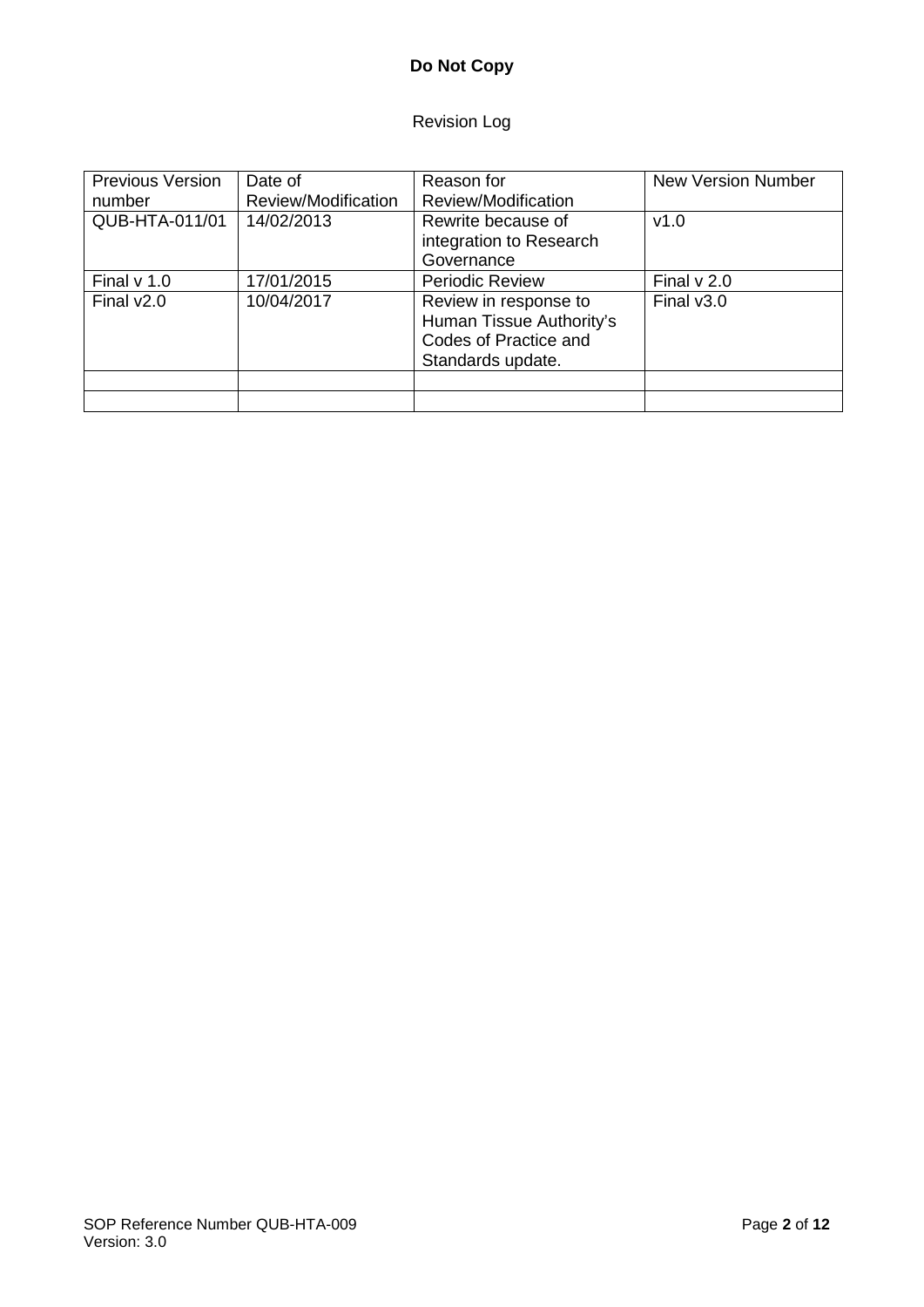**Do Not Copy**

Revision Log

| Previous Version number | Date of Review/Modification | Reason for Review/Modification | New Version Number |
|---|---|---|---|
| QUB-HTA-011/01 | 14/02/2013 | Rewrite because of integration to Research Governance | v1.0 |
| Final v 1.0 | 17/01/2015 | Periodic Review | Final v 2.0 |
| Final v2.0 | 10/04/2017 | Review in response to Human Tissue Authority's Codes of Practice and Standards update. | Final v3.0 |
| | | | |
| | | | |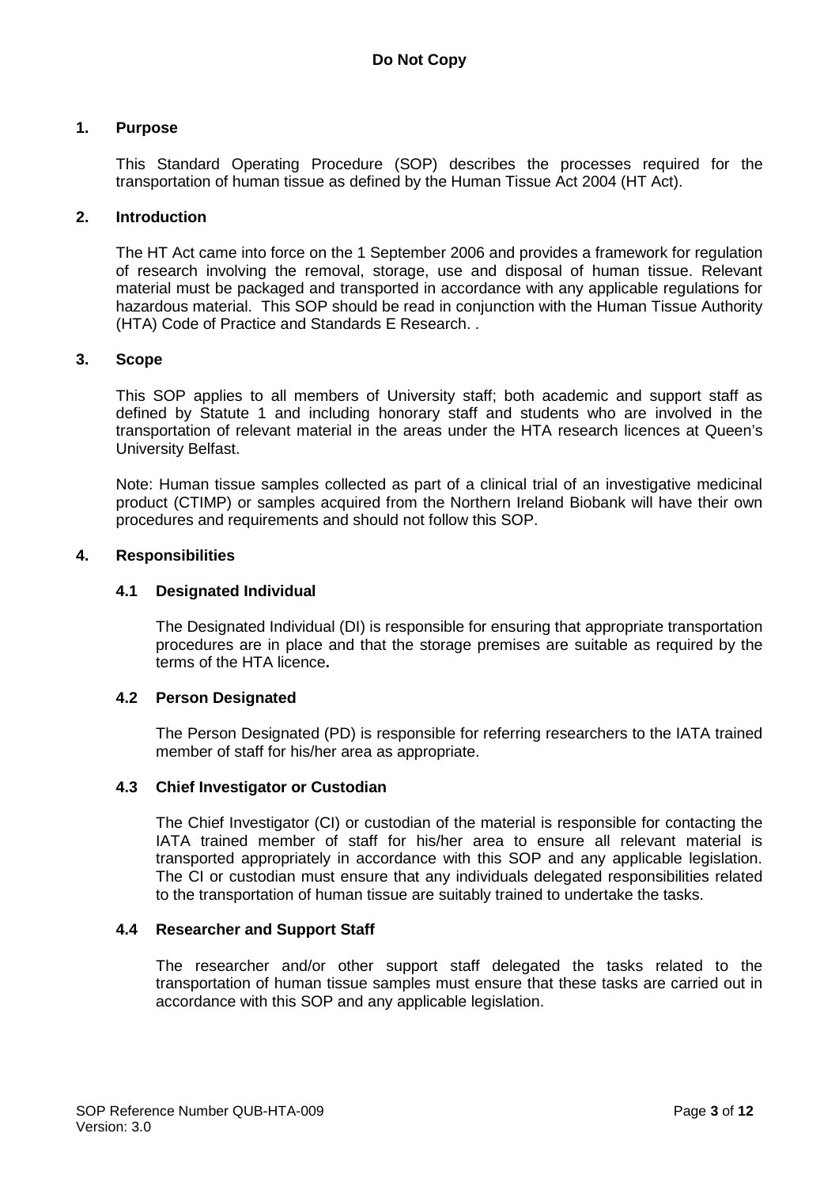## 1. Purpose

This Standard Operating Procedure (SOP) describes the processes required for the transportation of human tissue as defined by the Human Tissue Act 2004 (HT Act).

## 2. Introduction

The HT Act came into force on the 1 September 2006 and provides a framework for regulation of research involving the removal, storage, use and disposal of human tissue. Relevant material must be packaged and transported in accordance with any applicable regulations for hazardous material. This SOP should be read in conjunction with the Human Tissue Authority (HTA) Code of Practice and Standards E Research. .

## 3. Scope

This SOP applies to all members of University staff; both academic and support staff as defined by Statute 1 and including honorary staff and students who are involved in the transportation of relevant material in the areas under the HTA research licences at Queen's University Belfast.

Note: Human tissue samples collected as part of a clinical trial of an investigative medicinal product (CTIMP) or samples acquired from the Northern Ireland Biobank will have their own procedures and requirements and should not follow this SOP.

## 4. Responsibilities

### 4.1 Designated Individual

The Designated Individual (DI) is responsible for ensuring that appropriate transportation procedures are in place and that the storage premises are suitable as required by the terms of the HTA licence**.**

### 4.2 Person Designated

The Person Designated (PD) is responsible for referring researchers to the IATA trained member of staff for his/her area as appropriate.

### 4.3 Chief Investigator or Custodian

The Chief Investigator (CI) or custodian of the material is responsible for contacting the IATA trained member of staff for his/her area to ensure all relevant material is transported appropriately in accordance with this SOP and any applicable legislation. The CI or custodian must ensure that any individuals delegated responsibilities related to the transportation of human tissue are suitably trained to undertake the tasks.

### 4.4 Researcher and Support Staff

The researcher and/or other support staff delegated the tasks related to the transportation of human tissue samples must ensure that these tasks are carried out in accordance with this SOP and any applicable legislation.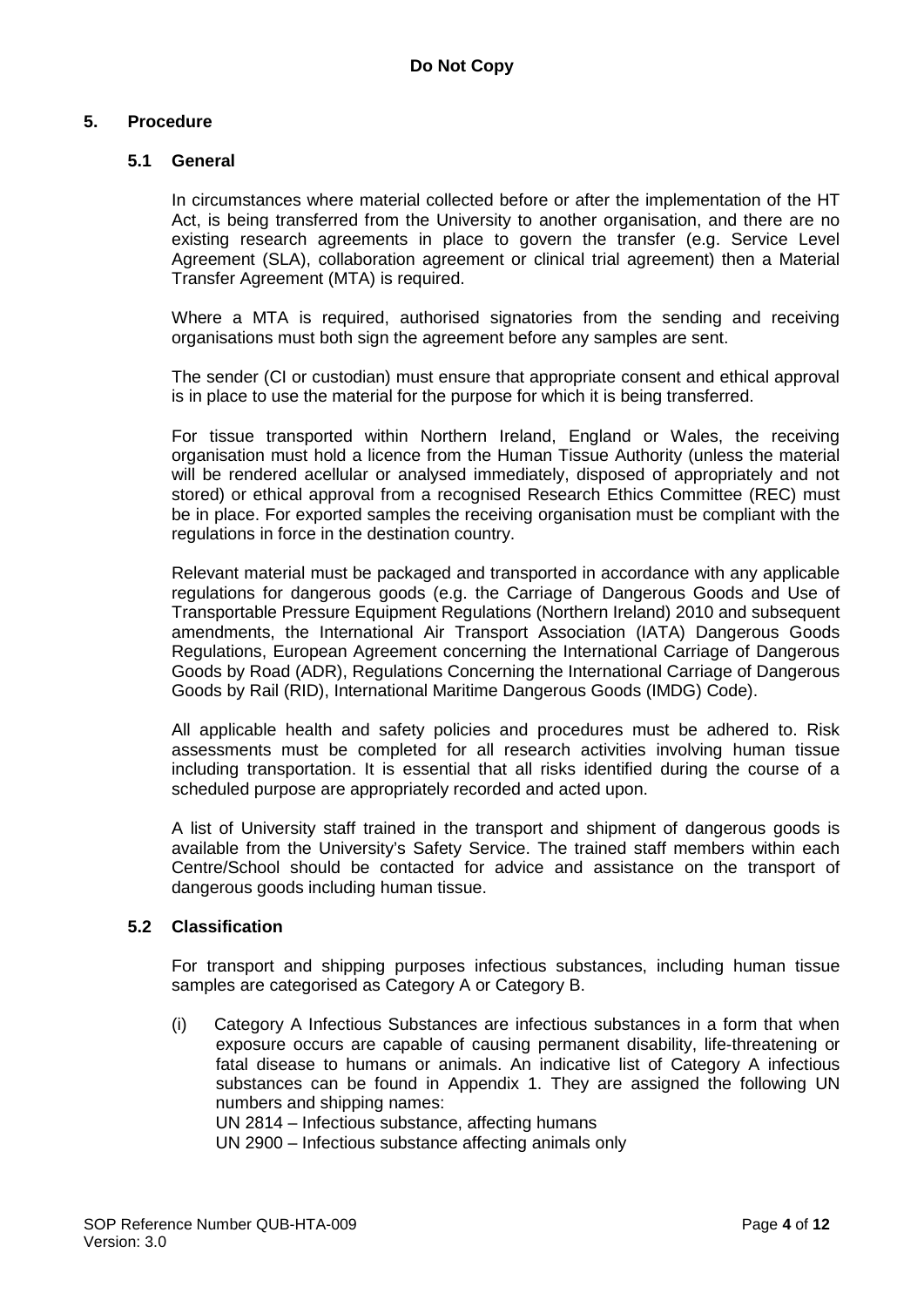## 5. Procedure

### 5.1 General

In circumstances where material collected before or after the implementation of the HT Act, is being transferred from the University to another organisation, and there are no existing research agreements in place to govern the transfer (e.g. Service Level Agreement (SLA), collaboration agreement or clinical trial agreement) then a Material Transfer Agreement (MTA) is required.

Where a MTA is required, authorised signatories from the sending and receiving organisations must both sign the agreement before any samples are sent.

The sender (CI or custodian) must ensure that appropriate consent and ethical approval is in place to use the material for the purpose for which it is being transferred.

For tissue transported within Northern Ireland, England or Wales, the receiving organisation must hold a licence from the Human Tissue Authority (unless the material will be rendered acellular or analysed immediately, disposed of appropriately and not stored) or ethical approval from a recognised Research Ethics Committee (REC) must be in place. For exported samples the receiving organisation must be compliant with the regulations in force in the destination country.

Relevant material must be packaged and transported in accordance with any applicable regulations for dangerous goods (e.g. the Carriage of Dangerous Goods and Use of Transportable Pressure Equipment Regulations (Northern Ireland) 2010 and subsequent amendments, the International Air Transport Association (IATA) Dangerous Goods Regulations, European Agreement concerning the International Carriage of Dangerous Goods by Road (ADR), Regulations Concerning the International Carriage of Dangerous Goods by Rail (RID), International Maritime Dangerous Goods (IMDG) Code).

All applicable health and safety policies and procedures must be adhered to. Risk assessments must be completed for all research activities involving human tissue including transportation. It is essential that all risks identified during the course of a scheduled purpose are appropriately recorded and acted upon.

A list of University staff trained in the transport and shipment of dangerous goods is available from the University's Safety Service. The trained staff members within each Centre/School should be contacted for advice and assistance on the transport of dangerous goods including human tissue.

### 5.2 Classification

For transport and shipping purposes infectious substances, including human tissue samples are categorised as Category A or Category B.

(i) Category A Infectious Substances are infectious substances in a form that when exposure occurs are capable of causing permanent disability, life-threatening or fatal disease to humans or animals. An indicative list of Category A infectious substances can be found in Appendix 1. They are assigned the following UN numbers and shipping names:
UN 2814 – Infectious substance, affecting humans
UN 2900 – Infectious substance affecting animals only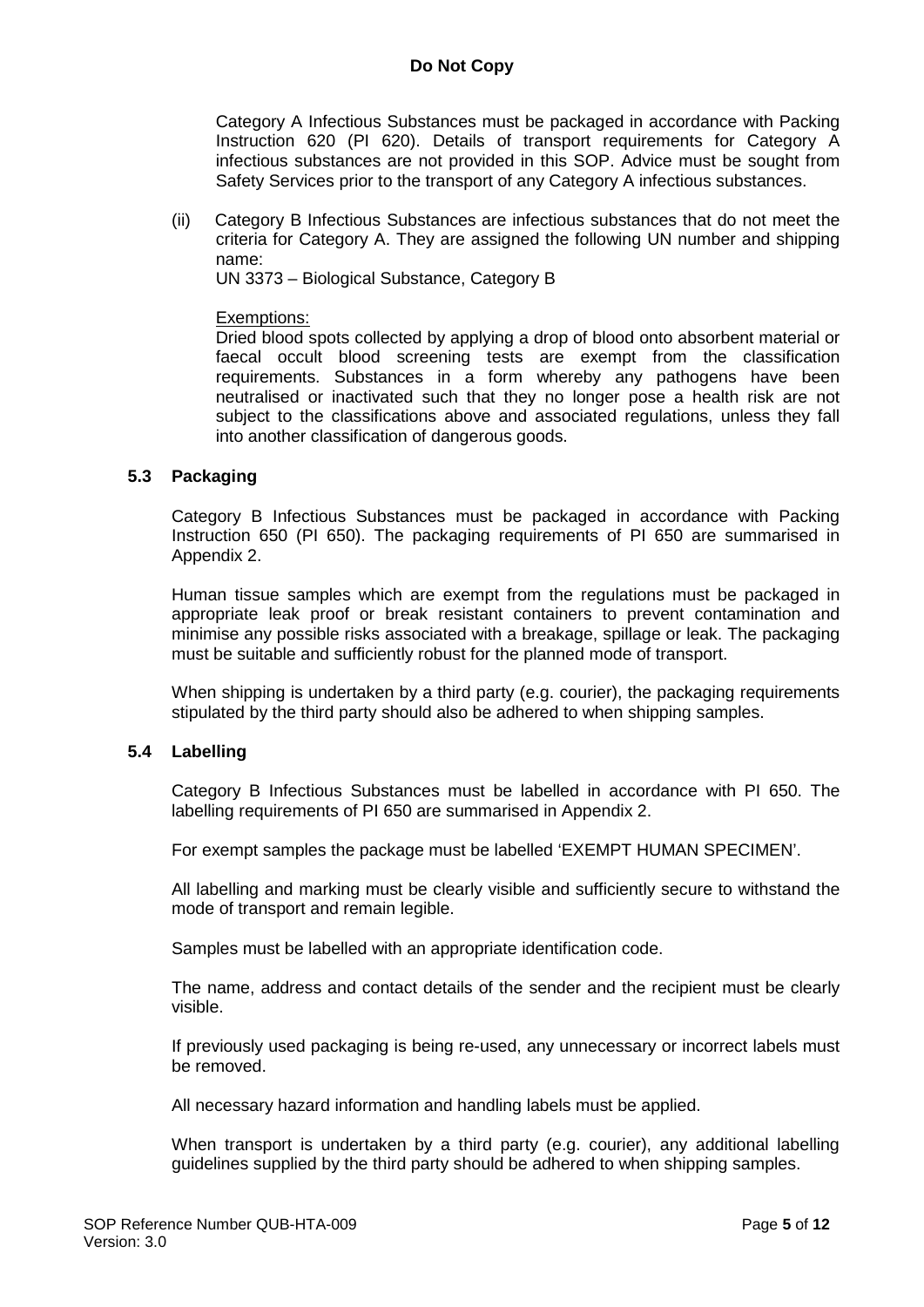Category A Infectious Substances must be packaged in accordance with Packing Instruction 620 (PI 620). Details of transport requirements for Category A infectious substances are not provided in this SOP. Advice must be sought from Safety Services prior to the transport of any Category A infectious substances.

(ii) Category B Infectious Substances are infectious substances that do not meet the criteria for Category A. They are assigned the following UN number and shipping name:
UN 3373 – Biological Substance, Category B

Exemptions:
Dried blood spots collected by applying a drop of blood onto absorbent material or faecal occult blood screening tests are exempt from the classification requirements. Substances in a form whereby any pathogens have been neutralised or inactivated such that they no longer pose a health risk are not subject to the classifications above and associated regulations, unless they fall into another classification of dangerous goods.

### 5.3 Packaging

Category B Infectious Substances must be packaged in accordance with Packing Instruction 650 (PI 650). The packaging requirements of PI 650 are summarised in Appendix 2.

Human tissue samples which are exempt from the regulations must be packaged in appropriate leak proof or break resistant containers to prevent contamination and minimise any possible risks associated with a breakage, spillage or leak. The packaging must be suitable and sufficiently robust for the planned mode of transport.

When shipping is undertaken by a third party (e.g. courier), the packaging requirements stipulated by the third party should also be adhered to when shipping samples.

### 5.4 Labelling

Category B Infectious Substances must be labelled in accordance with PI 650. The labelling requirements of PI 650 are summarised in Appendix 2.

For exempt samples the package must be labelled 'EXEMPT HUMAN SPECIMEN'.

All labelling and marking must be clearly visible and sufficiently secure to withstand the mode of transport and remain legible.

Samples must be labelled with an appropriate identification code.

The name, address and contact details of the sender and the recipient must be clearly visible.

If previously used packaging is being re-used, any unnecessary or incorrect labels must be removed.

All necessary hazard information and handling labels must be applied.

When transport is undertaken by a third party (e.g. courier), any additional labelling guidelines supplied by the third party should be adhered to when shipping samples.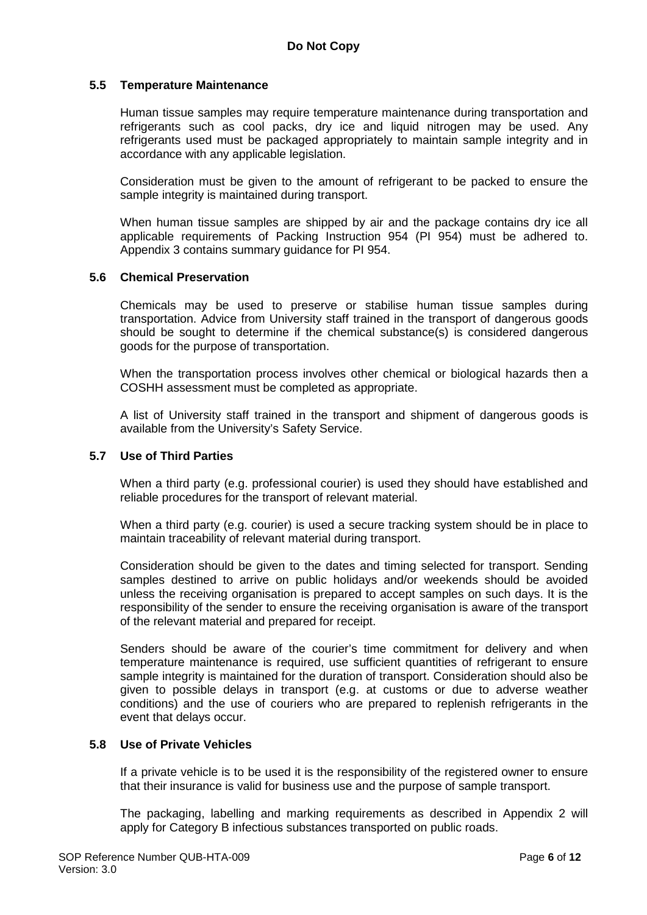### 5.5 Temperature Maintenance

Human tissue samples may require temperature maintenance during transportation and refrigerants such as cool packs, dry ice and liquid nitrogen may be used. Any refrigerants used must be packaged appropriately to maintain sample integrity and in accordance with any applicable legislation.

Consideration must be given to the amount of refrigerant to be packed to ensure the sample integrity is maintained during transport.

When human tissue samples are shipped by air and the package contains dry ice all applicable requirements of Packing Instruction 954 (PI 954) must be adhered to. Appendix 3 contains summary guidance for PI 954.

### 5.6 Chemical Preservation

Chemicals may be used to preserve or stabilise human tissue samples during transportation. Advice from University staff trained in the transport of dangerous goods should be sought to determine if the chemical substance(s) is considered dangerous goods for the purpose of transportation.

When the transportation process involves other chemical or biological hazards then a COSHH assessment must be completed as appropriate.

A list of University staff trained in the transport and shipment of dangerous goods is available from the University's Safety Service.

### 5.7 Use of Third Parties

When a third party (e.g. professional courier) is used they should have established and reliable procedures for the transport of relevant material.

When a third party (e.g. courier) is used a secure tracking system should be in place to maintain traceability of relevant material during transport.

Consideration should be given to the dates and timing selected for transport. Sending samples destined to arrive on public holidays and/or weekends should be avoided unless the receiving organisation is prepared to accept samples on such days. It is the responsibility of the sender to ensure the receiving organisation is aware of the transport of the relevant material and prepared for receipt.

Senders should be aware of the courier's time commitment for delivery and when temperature maintenance is required, use sufficient quantities of refrigerant to ensure sample integrity is maintained for the duration of transport. Consideration should also be given to possible delays in transport (e.g. at customs or due to adverse weather conditions) and the use of couriers who are prepared to replenish refrigerants in the event that delays occur.

### 5.8 Use of Private Vehicles

If a private vehicle is to be used it is the responsibility of the registered owner to ensure that their insurance is valid for business use and the purpose of sample transport.

The packaging, labelling and marking requirements as described in Appendix 2 will apply for Category B infectious substances transported on public roads.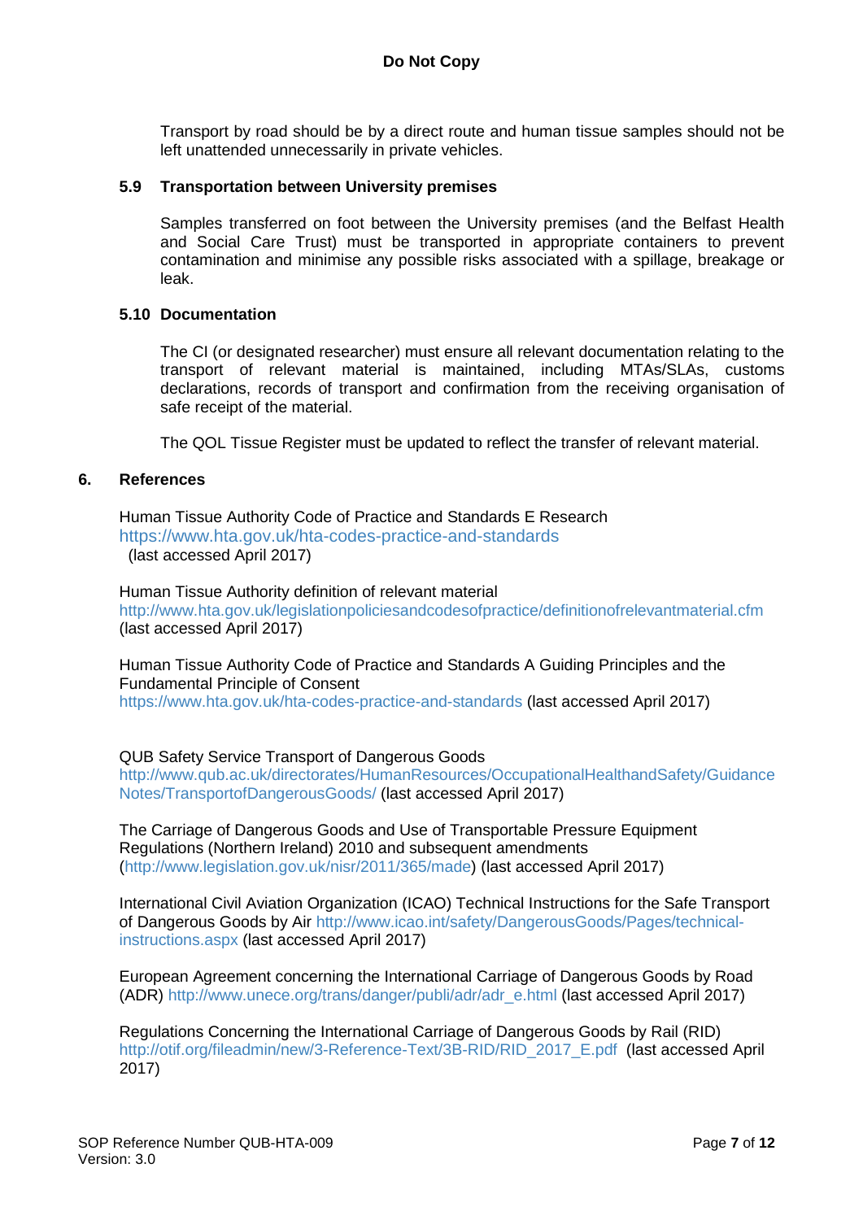Transport by road should be by a direct route and human tissue samples should not be left unattended unnecessarily in private vehicles.

### 5.9 Transportation between University premises

Samples transferred on foot between the University premises (and the Belfast Health and Social Care Trust) must be transported in appropriate containers to prevent contamination and minimise any possible risks associated with a spillage, breakage or leak.

### 5.10 Documentation

The CI (or designated researcher) must ensure all relevant documentation relating to the transport of relevant material is maintained, including MTAs/SLAs, customs declarations, records of transport and confirmation from the receiving organisation of safe receipt of the material.

The QOL Tissue Register must be updated to reflect the transfer of relevant material.

## 6. References

Human Tissue Authority Code of Practice and Standards E Research
https://www.hta.gov.uk/hta-codes-practice-and-standards
(last accessed April 2017)

Human Tissue Authority definition of relevant material
http://www.hta.gov.uk/legislationpoliciesandcodesofpractice/definitionofrelevantmaterial.cfm
(last accessed April 2017)

Human Tissue Authority Code of Practice and Standards A Guiding Principles and the Fundamental Principle of Consent
https://www.hta.gov.uk/hta-codes-practice-and-standards (last accessed April 2017)

QUB Safety Service Transport of Dangerous Goods
http://www.qub.ac.uk/directorates/HumanResources/OccupationalHealthandSafety/GuidanceNotes/TransportofDangerousGoods/ (last accessed April 2017)

The Carriage of Dangerous Goods and Use of Transportable Pressure Equipment Regulations (Northern Ireland) 2010 and subsequent amendments (http://www.legislation.gov.uk/nisr/2011/365/made) (last accessed April 2017)

International Civil Aviation Organization (ICAO) Technical Instructions for the Safe Transport of Dangerous Goods by Air http://www.icao.int/safety/DangerousGoods/Pages/technical-instructions.aspx (last accessed April 2017)

European Agreement concerning the International Carriage of Dangerous Goods by Road (ADR) http://www.unece.org/trans/danger/publi/adr/adr_e.html (last accessed April 2017)

Regulations Concerning the International Carriage of Dangerous Goods by Rail (RID) http://otif.org/fileadmin/new/3-Reference-Text/3B-RID/RID_2017_E.pdf (last accessed April 2017)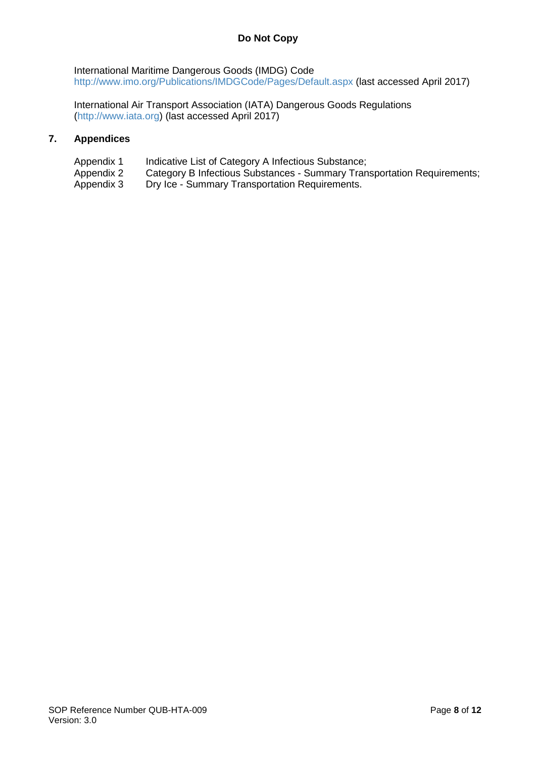International Maritime Dangerous Goods (IMDG) Code
http://www.imo.org/Publications/IMDGCode/Pages/Default.aspx (last accessed April 2017)

International Air Transport Association (IATA) Dangerous Goods Regulations (http://www.iata.org) (last accessed April 2017)

## 7. Appendices

| | |
|---|---|
| Appendix 1 | Indicative List of Category A Infectious Substance; |
| Appendix 2 | Category B Infectious Substances - Summary Transportation Requirements; |
| Appendix 3 | Dry Ice - Summary Transportation Requirements. |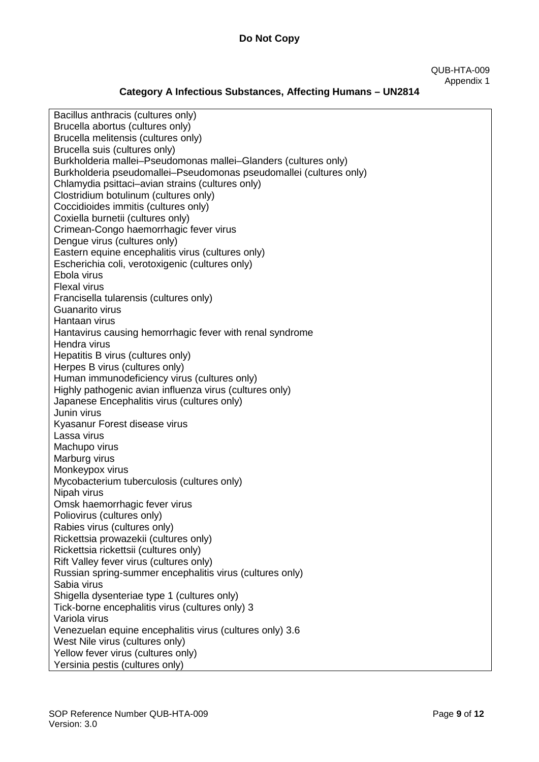QUB-HTA-009
Appendix 1

## Category A Infectious Substances, Affecting Humans – UN2814

| |
|---|
| Bacillus anthracis (cultures only) |
| Brucella abortus (cultures only) |
| Brucella melitensis (cultures only) |
| Brucella suis (cultures only) |
| Burkholderia mallei–Pseudomonas mallei–Glanders (cultures only) |
| Burkholderia pseudomallei–Pseudomonas pseudomallei (cultures only) |
| Chlamydia psittaci–avian strains (cultures only) |
| Clostridium botulinum (cultures only) |
| Coccidioides immitis (cultures only) |
| Coxiella burnetii (cultures only) |
| Crimean-Congo haemorrhagic fever virus |
| Dengue virus (cultures only) |
| Eastern equine encephalitis virus (cultures only) |
| Escherichia coli, verotoxigenic (cultures only) |
| Ebola virus |
| Flexal virus |
| Francisella tularensis (cultures only) |
| Guanarito virus |
| Hantaan virus |
| Hantavirus causing hemorrhagic fever with renal syndrome |
| Hendra virus |
| Hepatitis B virus (cultures only) |
| Herpes B virus (cultures only) |
| Human immunodeficiency virus (cultures only) |
| Highly pathogenic avian influenza virus (cultures only) |
| Japanese Encephalitis virus (cultures only) |
| Junin virus |
| Kyasanur Forest disease virus |
| Lassa virus |
| Machupo virus |
| Marburg virus |
| Monkeypox virus |
| Mycobacterium tuberculosis (cultures only) |
| Nipah virus |
| Omsk haemorrhagic fever virus |
| Poliovirus (cultures only) |
| Rabies virus (cultures only) |
| Rickettsia prowazekii (cultures only) |
| Rickettsia rickettsii (cultures only) |
| Rift Valley fever virus (cultures only) |
| Russian spring-summer encephalitis virus (cultures only) |
| Sabia virus |
| Shigella dysenteriae type 1 (cultures only) |
| Tick-borne encephalitis virus (cultures only) 3 |
| Variola virus |
| Venezuelan equine encephalitis virus (cultures only) 3.6 |
| West Nile virus (cultures only) |
| Yellow fever virus (cultures only) |
| Yersinia pestis (cultures only) |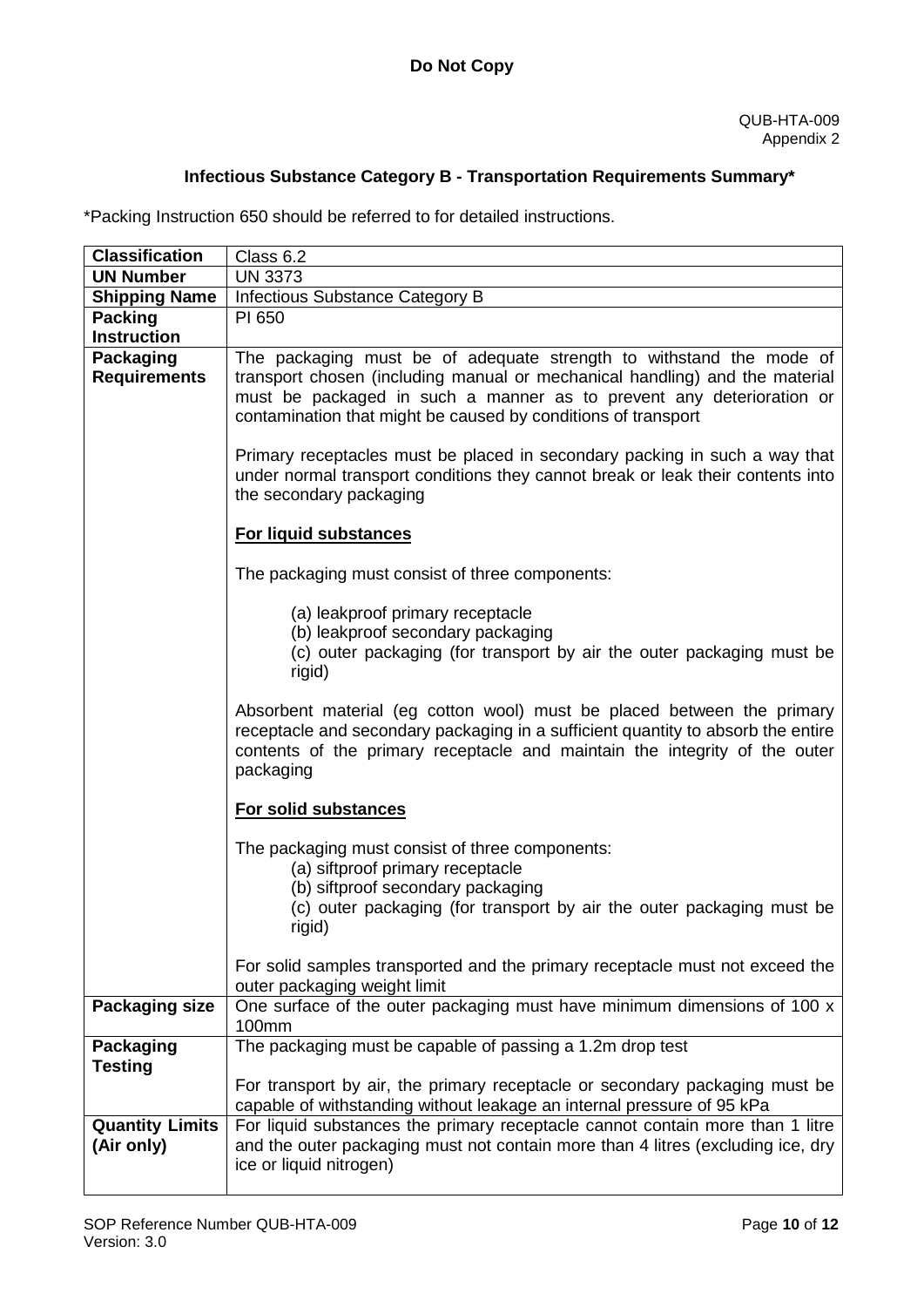**Do Not Copy**

QUB-HTA-009
Appendix 2

## Infectious Substance Category B - Transportation Requirements Summary*

*Packing Instruction 650 should be referred to for detailed instructions.

| **Classification** | Class 6.2 |
|---|---|
| **UN Number** | UN 3373 |
| **Shipping Name** | Infectious Substance Category B |
| **Packing Instruction** | PI 650 |
| **Packaging Requirements** | The packaging must be of adequate strength to withstand the mode of transport chosen (including manual or mechanical handling) and the material must be packaged in such a manner as to prevent any deterioration or contamination that might be caused by conditions of transport<br><br>Primary receptacles must be placed in secondary packing in such a way that under normal transport conditions they cannot break or leak their contents into the secondary packaging<br><br>**<u>For liquid substances</u>**<br><br>The packaging must consist of three components:<br><br>(a) leakproof primary receptacle<br>(b) leakproof secondary packaging<br>(c) outer packaging (for transport by air the outer packaging must be rigid)<br><br>Absorbent material (eg cotton wool) must be placed between the primary receptacle and secondary packaging in a sufficient quantity to absorb the entire contents of the primary receptacle and maintain the integrity of the outer packaging<br><br>**<u>For solid substances</u>**<br><br>The packaging must consist of three components:<br>(a) siftproof primary receptacle<br>(b) siftproof secondary packaging<br>(c) outer packaging (for transport by air the outer packaging must be rigid)<br><br>For solid samples transported and the primary receptacle must not exceed the outer packaging weight limit |
| **Packaging size** | One surface of the outer packaging must have minimum dimensions of 100 x 100mm |
| **Packaging Testing** | The packaging must be capable of passing a 1.2m drop test<br><br>For transport by air, the primary receptacle or secondary packaging must be capable of withstanding without leakage an internal pressure of 95 kPa |
| **Quantity Limits (Air only)** | For liquid substances the primary receptacle cannot contain more than 1 litre and the outer packaging must not contain more than 4 litres (excluding ice, dry ice or liquid nitrogen) |

SOP Reference Number QUB-HTA-009
Version: 3.0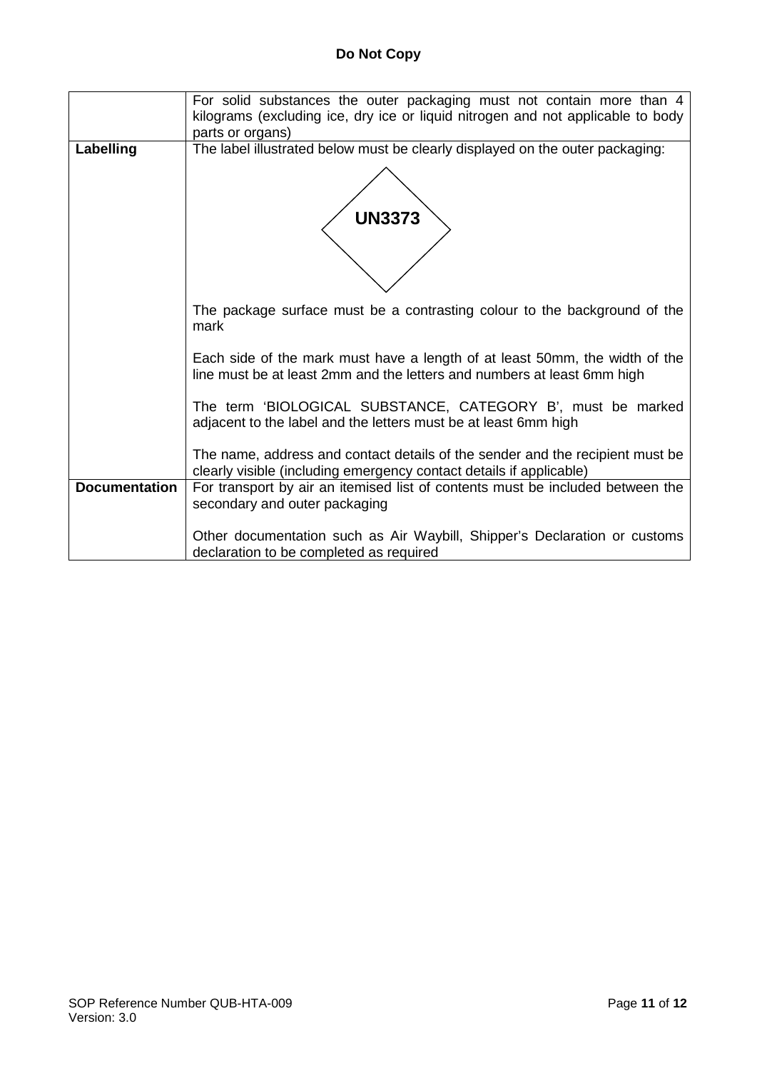**Do Not Copy**

| | |
|---|---|
| | For solid substances the outer packaging must not contain more than 4 kilograms (excluding ice, dry ice or liquid nitrogen and not applicable to body parts or organs) |
| **Labelling** | The label illustrated below must be clearly displayed on the outer packaging:<br><br>**UN3373**<br><br>The package surface must be a contrasting colour to the background of the mark<br><br>Each side of the mark must have a length of at least 50mm, the width of the line must be at least 2mm and the letters and numbers at least 6mm high<br><br>The term 'BIOLOGICAL SUBSTANCE, CATEGORY B', must be marked adjacent to the label and the letters must be at least 6mm high<br><br>The name, address and contact details of the sender and the recipient must be clearly visible (including emergency contact details if applicable) |
| **Documentation** | For transport by air an itemised list of contents must be included between the secondary and outer packaging<br><br>Other documentation such as Air Waybill, Shipper's Declaration or customs declaration to be completed as required |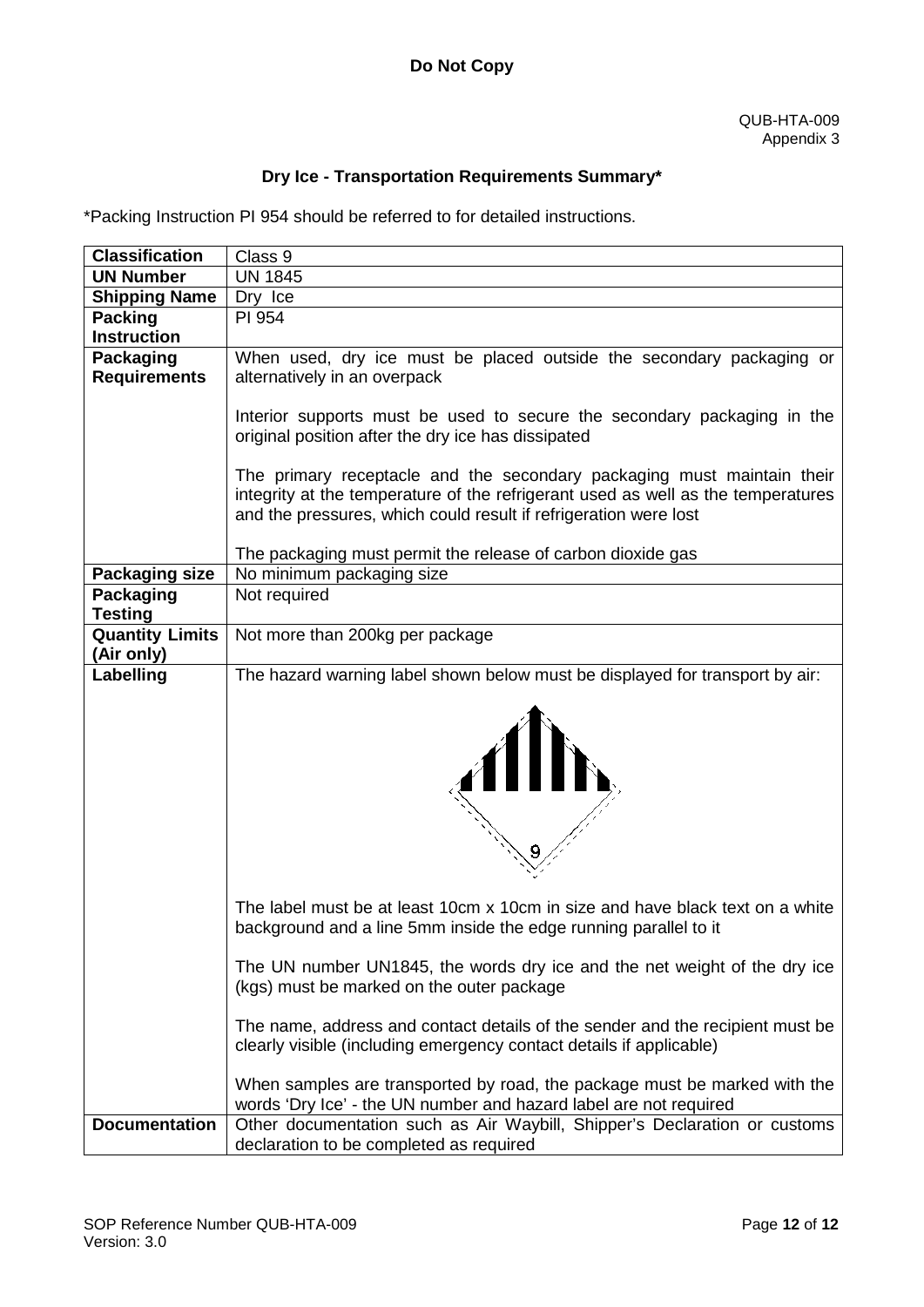**Do Not Copy**

QUB-HTA-009
Appendix 3

## Dry Ice - Transportation Requirements Summary*

*Packing Instruction PI 954 should be referred to for detailed instructions.

| | |
|---|---|
| **Classification** | Class 9 |
| **UN Number** | UN 1845 |
| **Shipping Name** | Dry Ice |
| **Packing Instruction** | PI 954 |
| **Packaging Requirements** | When used, dry ice must be placed outside the secondary packaging or alternatively in an overpack<br><br>Interior supports must be used to secure the secondary packaging in the original position after the dry ice has dissipated<br><br>The primary receptacle and the secondary packaging must maintain their integrity at the temperature of the refrigerant used as well as the temperatures and the pressures, which could result if refrigeration were lost<br><br>The packaging must permit the release of carbon dioxide gas |
| **Packaging size** | No minimum packaging size |
| **Packaging Testing** | Not required |
| **Quantity Limits (Air only)** | Not more than 200kg per package |
| **Labelling** | The hazard warning label shown below must be displayed for transport by air:<br><br>9<br><br>The label must be at least 10cm x 10cm in size and have black text on a white background and a line 5mm inside the edge running parallel to it<br><br>The UN number UN1845, the words dry ice and the net weight of the dry ice (kgs) must be marked on the outer package<br><br>The name, address and contact details of the sender and the recipient must be clearly visible (including emergency contact details if applicable)<br><br>When samples are transported by road, the package must be marked with the words 'Dry Ice' - the UN number and hazard label are not required |
| **Documentation** | Other documentation such as Air Waybill, Shipper's Declaration or customs declaration to be completed as required |

SOP Reference Number QUB-HTA-009
Version: 3.0